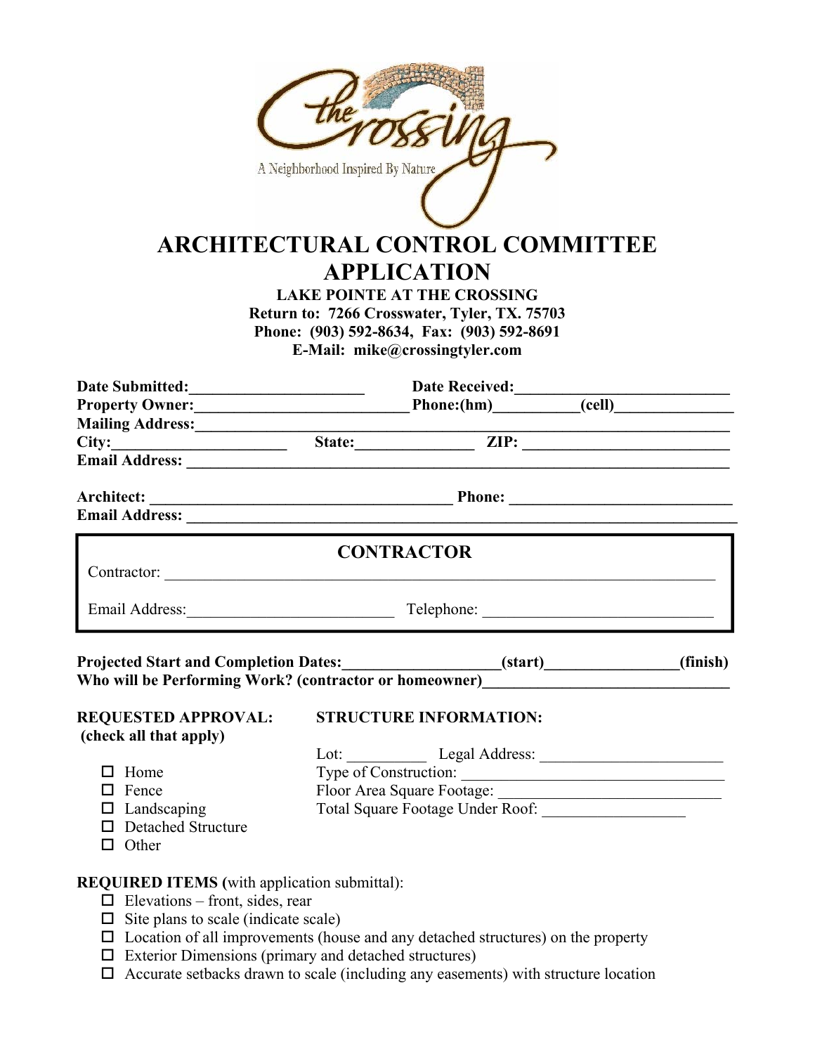the Crossing

A Neighborhood Inspired By Nature

# ARCHITECTURAL CONTROL COMMITTEE APPLICATION

**LAKE POINTE AT THE CROSSING**
**Return to: 7266 Crosswater, Tyler, TX. 75703**
**Phone: (903) 592-8634, Fax: (903) 592-8691**
**E-Mail: mike@crossingtyler.com**

**Date Submitted:**______________________ **Date Received:**__________________________
**Property Owner:**__________________________ **Phone:(hm)**__________**(cell)**_______________
**Mailing Address:**______________________________________________________________________
**City:**______________________ **State:**______________ **ZIP:** _________________________
**Email Address:** _______________________________________________________________________

**Architect:** _______________________________________ **Phone:** ____________________________
**Email Address:** _______________________________________________________________________

## CONTRACTOR

Contractor: ______________________________________________________________________

Email Address:_________________________ Telephone: _____________________________

**Projected Start and Completion Dates:**___________________**(start)**________________**(finish)**
**Who will be Performing Work? (contractor or homeowner)**______________________________

**REQUESTED APPROVAL:**
**(check all that apply)**

- ☐ Home
- ☐ Fence
- ☐ Landscaping
- ☐ Detached Structure
- ☐ Other

**STRUCTURE INFORMATION:**

Lot: __________ Legal Address: _______________________
Type of Construction: _______________________________
Floor Area Square Footage: ___________________________
Total Square Footage Under Roof: _________________

**REQUIRED ITEMS (**with application submittal):

- ☐ Elevations – front, sides, rear
- ☐ Site plans to scale (indicate scale)
- ☐ Location of all improvements (house and any detached structures) on the property
- ☐ Exterior Dimensions (primary and detached structures)
- ☐ Accurate setbacks drawn to scale (including any easements) with structure location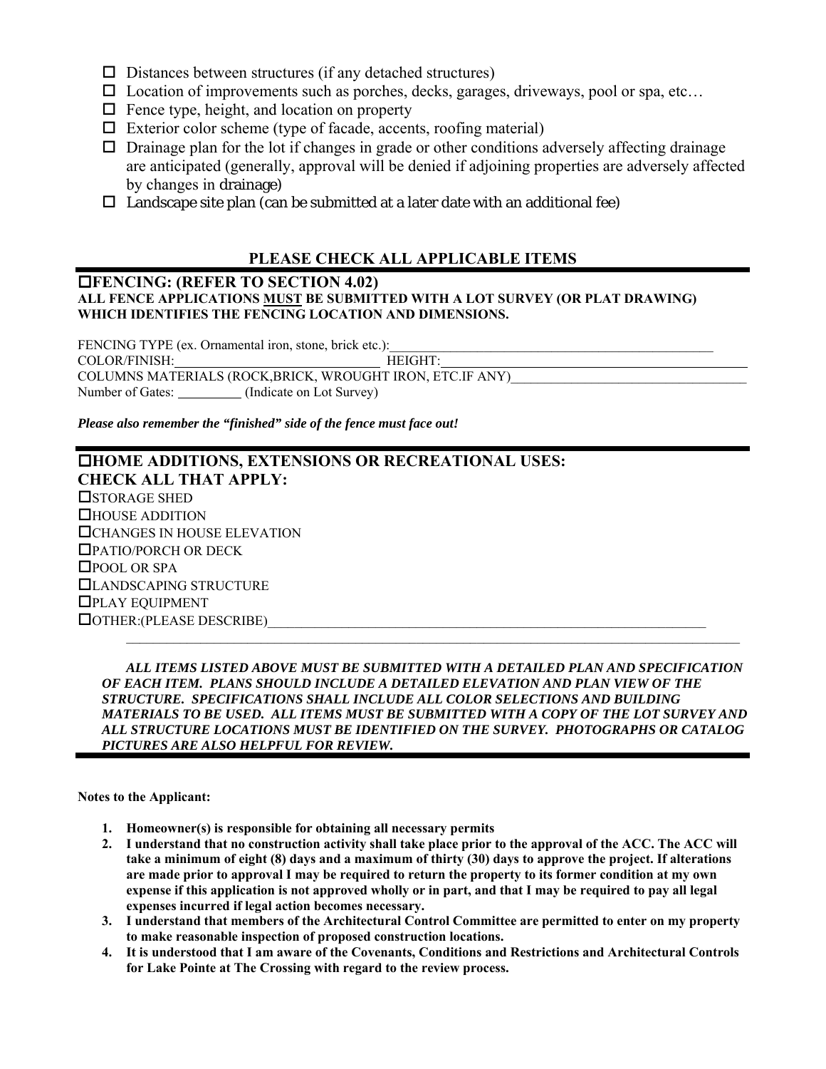- ☐ Distances between structures (if any detached structures)
- ☐ Location of improvements such as porches, decks, garages, driveways, pool or spa, etc…
- ☐ Fence type, height, and location on property
- ☐ Exterior color scheme (type of facade, accents, roofing material)
- ☐ Drainage plan for the lot if changes in grade or other conditions adversely affecting drainage are anticipated (generally, approval will be denied if adjoining properties are adversely affected by changes in drainage)
- ☐ Landscape site plan (can be submitted at a later date with an additional fee)

## PLEASE CHECK ALL APPLICABLE ITEMS

### ☐FENCING: (REFER TO SECTION 4.02)

**ALL FENCE APPLICATIONS <u>MUST</u> BE SUBMITTED WITH A LOT SURVEY (OR PLAT DRAWING) WHICH IDENTIFIES THE FENCING LOCATION AND DIMENSIONS.**

FENCING TYPE (ex. Ornamental iron, stone, brick etc.):\_\_\_\_\_\_\_\_\_\_\_\_\_\_\_\_\_\_\_\_\_\_\_\_\_\_\_\_\_\_\_\_\_\_\_\_\_\_\_\_\_\_\_\_
COLOR/FINISH:\_\_\_\_\_\_\_\_\_\_\_\_\_\_\_\_\_\_\_\_\_\_\_\_\_\_\_ HEIGHT:\_\_\_\_\_\_\_\_\_\_\_\_\_\_\_\_\_\_\_\_\_\_\_\_\_\_\_\_\_\_\_\_\_\_\_\_\_\_\_
COLUMNS MATERIALS (ROCK,BRICK, WROUGHT IRON, ETC.IF ANY)\_\_\_\_\_\_\_\_\_\_\_\_\_\_\_\_\_\_\_\_\_\_\_\_\_\_\_\_\_\_\_
Number of Gates: \_\_\_\_\_\_\_\_\_ (Indicate on Lot Survey)

***Please also remember the "finished" side of the fence must face out!***

### ☐HOME ADDITIONS, EXTENSIONS OR RECREATIONAL USES: CHECK ALL THAT APPLY:

☐STORAGE SHED
☐HOUSE ADDITION
☐CHANGES IN HOUSE ELEVATION
☐PATIO/PORCH OR DECK
☐POOL OR SPA
☐LANDSCAPING STRUCTURE
☐PLAY EQUIPMENT
☐OTHER:(PLEASE DESCRIBE)\_\_\_\_\_\_\_\_\_\_\_\_\_\_\_\_\_\_\_\_\_\_\_\_\_\_\_\_\_\_\_\_\_\_\_\_\_\_\_\_\_\_\_\_\_\_\_\_\_\_\_\_\_\_\_\_\_\_\_\_
\_\_\_\_\_\_\_\_\_\_\_\_\_\_\_\_\_\_\_\_\_\_\_\_\_\_\_\_\_\_\_\_\_\_\_\_\_\_\_\_\_\_\_\_\_\_\_\_\_\_\_\_\_\_\_\_\_\_\_\_\_\_\_\_\_\_\_\_\_\_\_\_\_\_\_\_\_\_\_\_\_\_\_

***ALL ITEMS LISTED ABOVE MUST BE SUBMITTED WITH A DETAILED PLAN AND SPECIFICATION OF EACH ITEM. PLANS SHOULD INCLUDE A DETAILED ELEVATION AND PLAN VIEW OF THE STRUCTURE. SPECIFICATIONS SHALL INCLUDE ALL COLOR SELECTIONS AND BUILDING MATERIALS TO BE USED. ALL ITEMS MUST BE SUBMITTED WITH A COPY OF THE LOT SURVEY AND ALL STRUCTURE LOCATIONS MUST BE IDENTIFIED ON THE SURVEY. PHOTOGRAPHS OR CATALOG PICTURES ARE ALSO HELPFUL FOR REVIEW.***

**Notes to the Applicant:**

1. **Homeowner(s) is responsible for obtaining all necessary permits**
2. **I understand that no construction activity shall take place prior to the approval of the ACC. The ACC will take a minimum of eight (8) days and a maximum of thirty (30) days to approve the project. If alterations are made prior to approval I may be required to return the property to its former condition at my own expense if this application is not approved wholly or in part, and that I may be required to pay all legal expenses incurred if legal action becomes necessary.**
3. **I understand that members of the Architectural Control Committee are permitted to enter on my property to make reasonable inspection of proposed construction locations.**
4. **It is understood that I am aware of the Covenants, Conditions and Restrictions and Architectural Controls for Lake Pointe at The Crossing with regard to the review process.**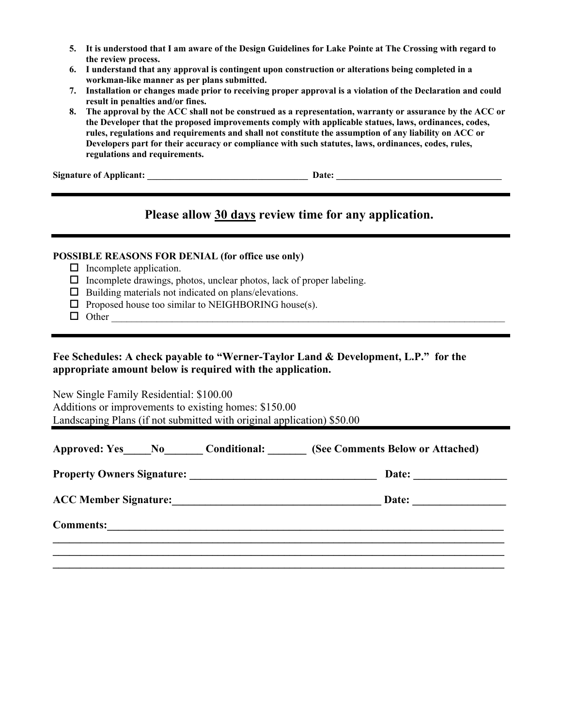5. **It is understood that I am aware of the Design Guidelines for Lake Pointe at The Crossing with regard to the review process.**
6. **I understand that any approval is contingent upon construction or alterations being completed in a workman-like manner as per plans submitted.**
7. **Installation or changes made prior to receiving proper approval is a violation of the Declaration and could result in penalties and/or fines.**
8. **The approval by the ACC shall not be construed as a representation, warranty or assurance by the ACC or the Developer that the proposed improvements comply with applicable statues, laws, ordinances, codes, rules, regulations and requirements and shall not constitute the assumption of any liability on ACC or Developers part for their accuracy or compliance with such statutes, laws, ordinances, codes, rules, regulations and requirements.**

**Signature of Applicant: ___________________________________ Date: ____________________________________**

---

## Please allow <u>30 days</u> review time for any application.

---

**POSSIBLE REASONS FOR DENIAL (for office use only)**

- ☐ Incomplete application.
- ☐ Incomplete drawings, photos, unclear photos, lack of proper labeling.
- ☐ Building materials not indicated on plans/elevations.
- ☐ Proposed house too similar to NEIGHBORING house(s).
- ☐ Other ______________________________________________________________________________________

---

**Fee Schedules: A check payable to "Werner-Taylor Land & Development, L.P." for the appropriate amount below is required with the application.**

New Single Family Residential: $100.00
Additions or improvements to existing homes: $150.00
Landscaping Plans (if not submitted with original application) $50.00

---

**Approved: Yes_____No_______ Conditional: _______ (See Comments Below or Attached)**

**Property Owners Signature: ___________________________________ Date: _________________**

**ACC Member Signature:_______________________________________ Date: _________________**

**Comments:_____________________________________________________________________________**

_______________________________________________________________________________________

_______________________________________________________________________________________

_______________________________________________________________________________________